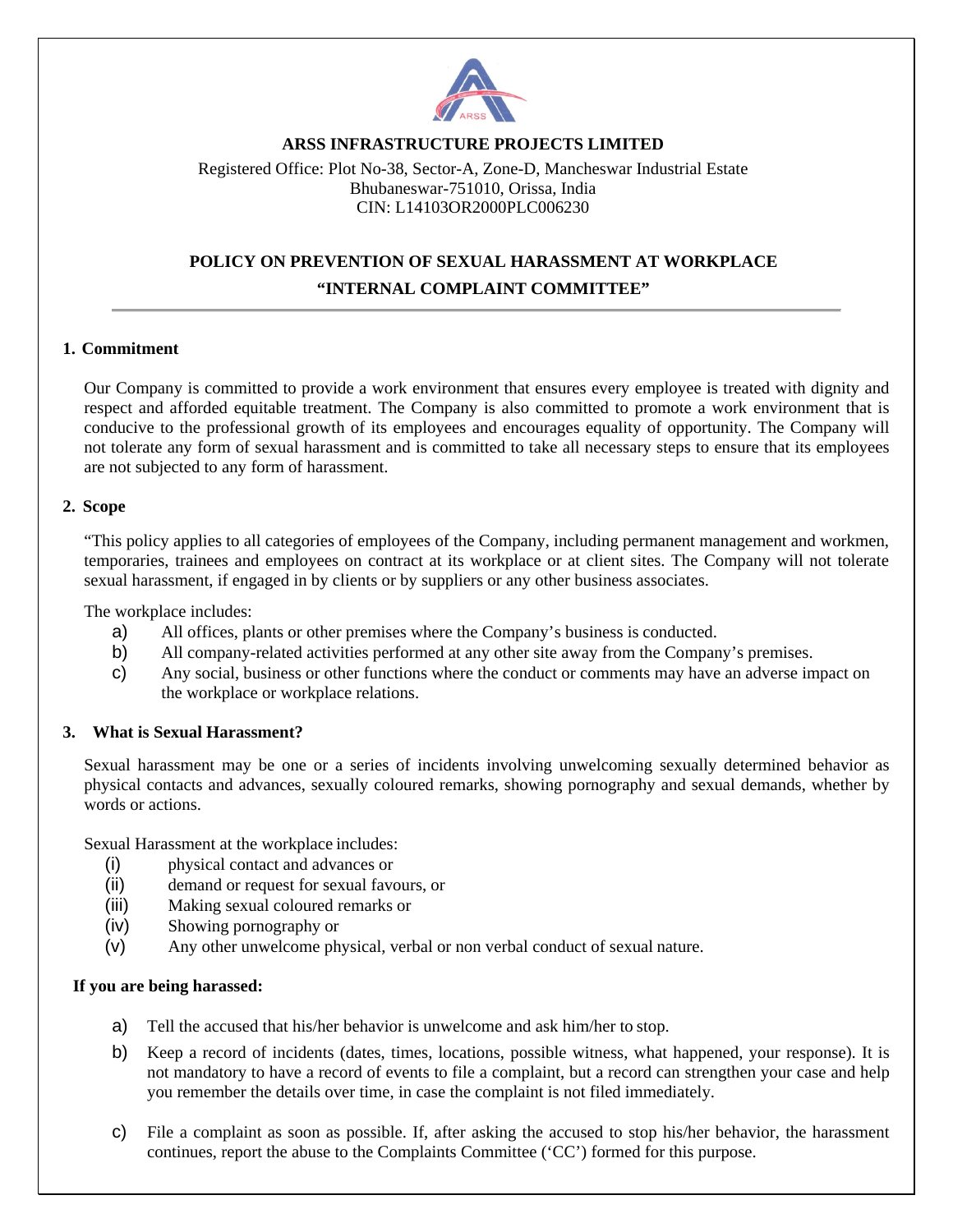**ARSS INFRASTRUCTURE PROJECTS LIMITED**

Registered Office: Plot No-38, Sector-A, Zone-D, Mancheswar Industrial Estate
Bhubaneswar-751010, Orissa, India
CIN: L14103OR2000PLC006230

# POLICY ON PREVENTION OF SEXUAL HARASSMENT AT WORKPLACE
# "INTERNAL COMPLAINT COMMITTEE"

---

## 1. Commitment

Our Company is committed to provide a work environment that ensures every employee is treated with dignity and respect and afforded equitable treatment. The Company is also committed to promote a work environment that is conducive to the professional growth of its employees and encourages equality of opportunity. The Company will not tolerate any form of sexual harassment and is committed to take all necessary steps to ensure that its employees are not subjected to any form of harassment.

## 2. Scope

"This policy applies to all categories of employees of the Company, including permanent management and workmen, temporaries, trainees and employees on contract at its workplace or at client sites. The Company will not tolerate sexual harassment, if engaged in by clients or by suppliers or any other business associates.

The workplace includes:

a) All offices, plants or other premises where the Company's business is conducted.
b) All company-related activities performed at any other site away from the Company's premises.
c) Any social, business or other functions where the conduct or comments may have an adverse impact on the workplace or workplace relations.

## 3. What is Sexual Harassment?

Sexual harassment may be one or a series of incidents involving unwelcoming sexually determined behavior as physical contacts and advances, sexually coloured remarks, showing pornography and sexual demands, whether by words or actions.

Sexual Harassment at the workplace includes:

(i) physical contact and advances or
(ii) demand or request for sexual favours, or
(iii) Making sexual coloured remarks or
(iv) Showing pornography or
(v) Any other unwelcome physical, verbal or non verbal conduct of sexual nature.

**If you are being harassed:**

a) Tell the accused that his/her behavior is unwelcome and ask him/her to stop.
b) Keep a record of incidents (dates, times, locations, possible witness, what happened, your response). It is not mandatory to have a record of events to file a complaint, but a record can strengthen your case and help you remember the details over time, in case the complaint is not filed immediately.
c) File a complaint as soon as possible. If, after asking the accused to stop his/her behavior, the harassment continues, report the abuse to the Complaints Committee ('CC') formed for this purpose.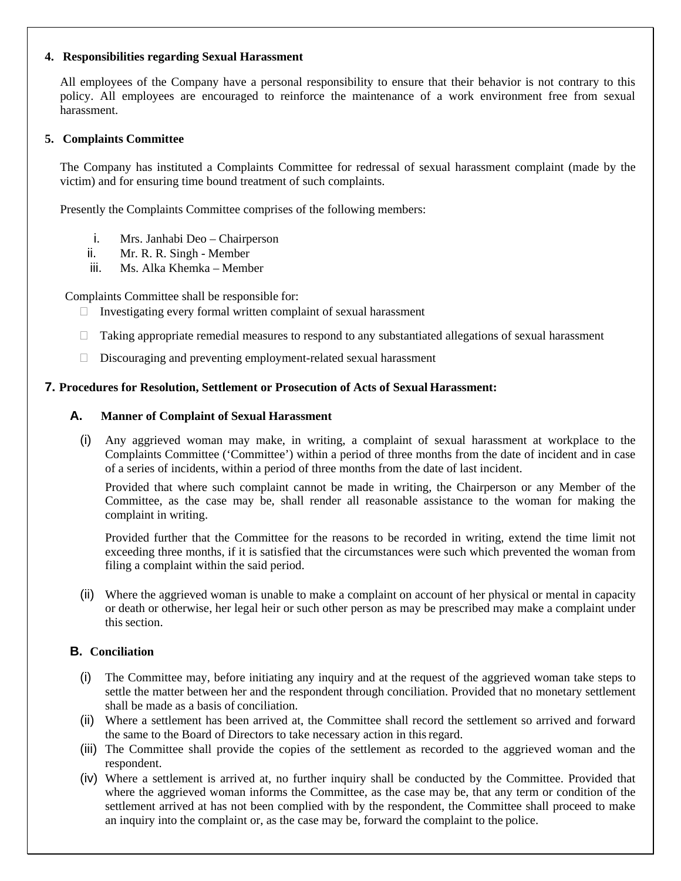**4. Responsibilities regarding Sexual Harassment**

All employees of the Company have a personal responsibility to ensure that their behavior is not contrary to this policy. All employees are encouraged to reinforce the maintenance of a work environment free from sexual harassment.

**5. Complaints Committee**

The Company has instituted a Complaints Committee for redressal of sexual harassment complaint (made by the victim) and for ensuring time bound treatment of such complaints.

Presently the Complaints Committee comprises of the following members:

i. Mrs. Janhabi Deo – Chairperson
ii. Mr. R. R. Singh - Member
iii. Ms. Alka Khemka – Member

Complaints Committee shall be responsible for:

- Investigating every formal written complaint of sexual harassment
- Taking appropriate remedial measures to respond to any substantiated allegations of sexual harassment
- Discouraging and preventing employment-related sexual harassment

**7. Procedures for Resolution, Settlement or Prosecution of Acts of Sexual Harassment:**

**A. Manner of Complaint of Sexual Harassment**

(i) Any aggrieved woman may make, in writing, a complaint of sexual harassment at workplace to the Complaints Committee ('Committee') within a period of three months from the date of incident and in case of a series of incidents, within a period of three months from the date of last incident.

Provided that where such complaint cannot be made in writing, the Chairperson or any Member of the Committee, as the case may be, shall render all reasonable assistance to the woman for making the complaint in writing.

Provided further that the Committee for the reasons to be recorded in writing, extend the time limit not exceeding three months, if it is satisfied that the circumstances were such which prevented the woman from filing a complaint within the said period.

(ii) Where the aggrieved woman is unable to make a complaint on account of her physical or mental in capacity or death or otherwise, her legal heir or such other person as may be prescribed may make a complaint under this section.

**B. Conciliation**

(i) The Committee may, before initiating any inquiry and at the request of the aggrieved woman take steps to settle the matter between her and the respondent through conciliation. Provided that no monetary settlement shall be made as a basis of conciliation.

(ii) Where a settlement has been arrived at, the Committee shall record the settlement so arrived and forward the same to the Board of Directors to take necessary action in this regard.

(iii) The Committee shall provide the copies of the settlement as recorded to the aggrieved woman and the respondent.

(iv) Where a settlement is arrived at, no further inquiry shall be conducted by the Committee. Provided that where the aggrieved woman informs the Committee, as the case may be, that any term or condition of the settlement arrived at has not been complied with by the respondent, the Committee shall proceed to make an inquiry into the complaint or, as the case may be, forward the complaint to the police.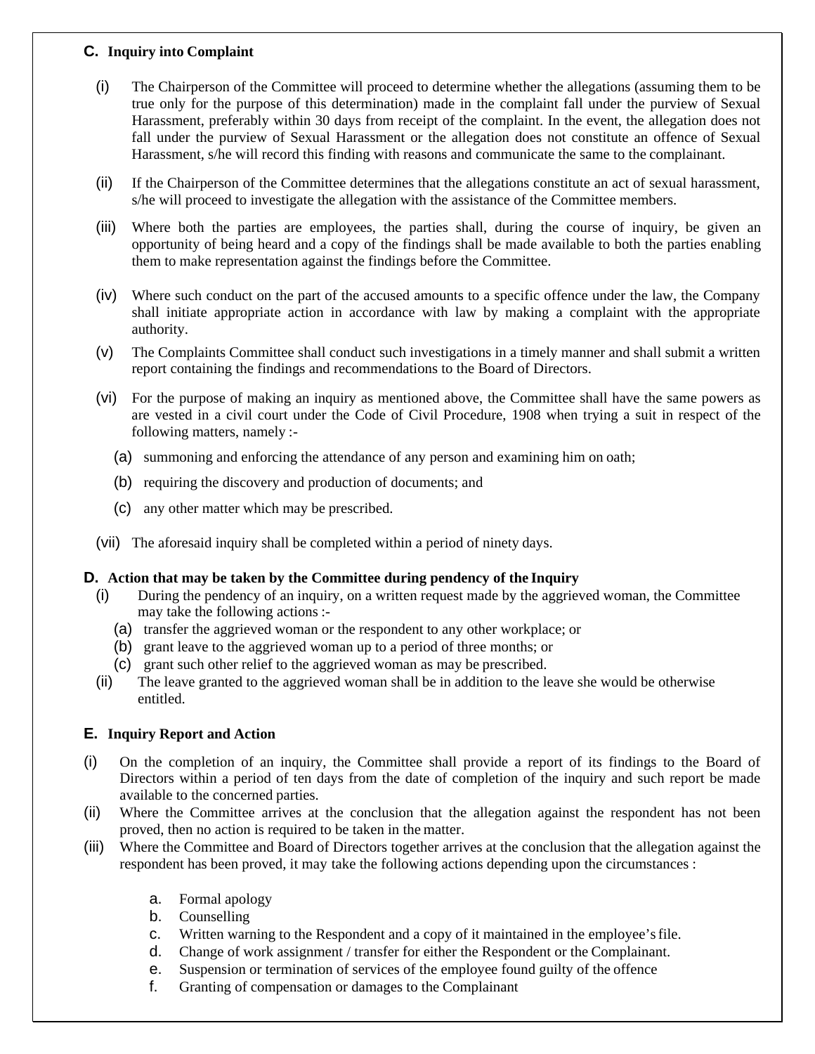## C. Inquiry into Complaint

(i) The Chairperson of the Committee will proceed to determine whether the allegations (assuming them to be true only for the purpose of this determination) made in the complaint fall under the purview of Sexual Harassment, preferably within 30 days from receipt of the complaint. In the event, the allegation does not fall under the purview of Sexual Harassment or the allegation does not constitute an offence of Sexual Harassment, s/he will record this finding with reasons and communicate the same to the complainant.

(ii) If the Chairperson of the Committee determines that the allegations constitute an act of sexual harassment, s/he will proceed to investigate the allegation with the assistance of the Committee members.

(iii) Where both the parties are employees, the parties shall, during the course of inquiry, be given an opportunity of being heard and a copy of the findings shall be made available to both the parties enabling them to make representation against the findings before the Committee.

(iv) Where such conduct on the part of the accused amounts to a specific offence under the law, the Company shall initiate appropriate action in accordance with law by making a complaint with the appropriate authority.

(v) The Complaints Committee shall conduct such investigations in a timely manner and shall submit a written report containing the findings and recommendations to the Board of Directors.

(vi) For the purpose of making an inquiry as mentioned above, the Committee shall have the same powers as are vested in a civil court under the Code of Civil Procedure, 1908 when trying a suit in respect of the following matters, namely :-

   (a) summoning and enforcing the attendance of any person and examining him on oath;

   (b) requiring the discovery and production of documents; and

   (c) any other matter which may be prescribed.

(vii) The aforesaid inquiry shall be completed within a period of ninety days.

## D. Action that may be taken by the Committee during pendency of the Inquiry

(i) During the pendency of an inquiry, on a written request made by the aggrieved woman, the Committee may take the following actions :-

   (a) transfer the aggrieved woman or the respondent to any other workplace; or
   
   (b) grant leave to the aggrieved woman up to a period of three months; or
   
   (c) grant such other relief to the aggrieved woman as may be prescribed.

(ii) The leave granted to the aggrieved woman shall be in addition to the leave she would be otherwise entitled.

## E. Inquiry Report and Action

(i) On the completion of an inquiry, the Committee shall provide a report of its findings to the Board of Directors within a period of ten days from the date of completion of the inquiry and such report be made available to the concerned parties.

(ii) Where the Committee arrives at the conclusion that the allegation against the respondent has not been proved, then no action is required to be taken in the matter.

(iii) Where the Committee and Board of Directors together arrives at the conclusion that the allegation against the respondent has been proved, it may take the following actions depending upon the circumstances :

   a. Formal apology
   
   b. Counselling
   
   c. Written warning to the Respondent and a copy of it maintained in the employee's file.
   
   d. Change of work assignment / transfer for either the Respondent or the Complainant.
   
   e. Suspension or termination of services of the employee found guilty of the offence
   
   f. Granting of compensation or damages to the Complainant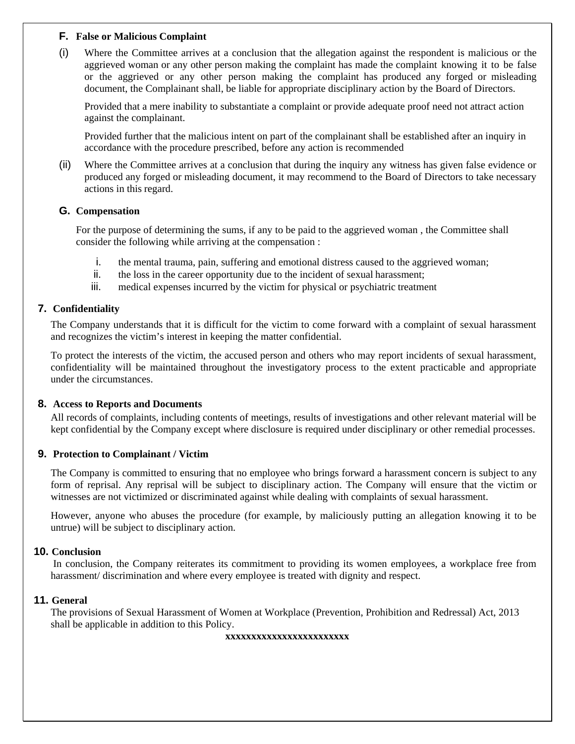### F. False or Malicious Complaint

(i) Where the Committee arrives at a conclusion that the allegation against the respondent is malicious or the aggrieved woman or any other person making the complaint has made the complaint knowing it to be false or the aggrieved or any other person making the complaint has produced any forged or misleading document, the Complainant shall, be liable for appropriate disciplinary action by the Board of Directors.

Provided that a mere inability to substantiate a complaint or provide adequate proof need not attract action against the complainant.

Provided further that the malicious intent on part of the complainant shall be established after an inquiry in accordance with the procedure prescribed, before any action is recommended

(ii) Where the Committee arrives at a conclusion that during the inquiry any witness has given false evidence or produced any forged or misleading document, it may recommend to the Board of Directors to take necessary actions in this regard.

### G. Compensation

For the purpose of determining the sums, if any to be paid to the aggrieved woman , the Committee shall consider the following while arriving at the compensation :

i. the mental trauma, pain, suffering and emotional distress caused to the aggrieved woman;
ii. the loss in the career opportunity due to the incident of sexual harassment;
iii. medical expenses incurred by the victim for physical or psychiatric treatment

## 7. Confidentiality

The Company understands that it is difficult for the victim to come forward with a complaint of sexual harassment and recognizes the victim's interest in keeping the matter confidential.

To protect the interests of the victim, the accused person and others who may report incidents of sexual harassment, confidentiality will be maintained throughout the investigatory process to the extent practicable and appropriate under the circumstances.

## 8. Access to Reports and Documents

All records of complaints, including contents of meetings, results of investigations and other relevant material will be kept confidential by the Company except where disclosure is required under disciplinary or other remedial processes.

## 9. Protection to Complainant / Victim

The Company is committed to ensuring that no employee who brings forward a harassment concern is subject to any form of reprisal. Any reprisal will be subject to disciplinary action. The Company will ensure that the victim or witnesses are not victimized or discriminated against while dealing with complaints of sexual harassment.

However, anyone who abuses the procedure (for example, by maliciously putting an allegation knowing it to be untrue) will be subject to disciplinary action.

## 10. Conclusion

In conclusion, the Company reiterates its commitment to providing its women employees, a workplace free from harassment/ discrimination and where every employee is treated with dignity and respect.

## 11. General

The provisions of Sexual Harassment of Women at Workplace (Prevention, Prohibition and Redressal) Act, 2013 shall be applicable in addition to this Policy.

**xxxxxxxxxxxxxxxxxxxxxxxx**